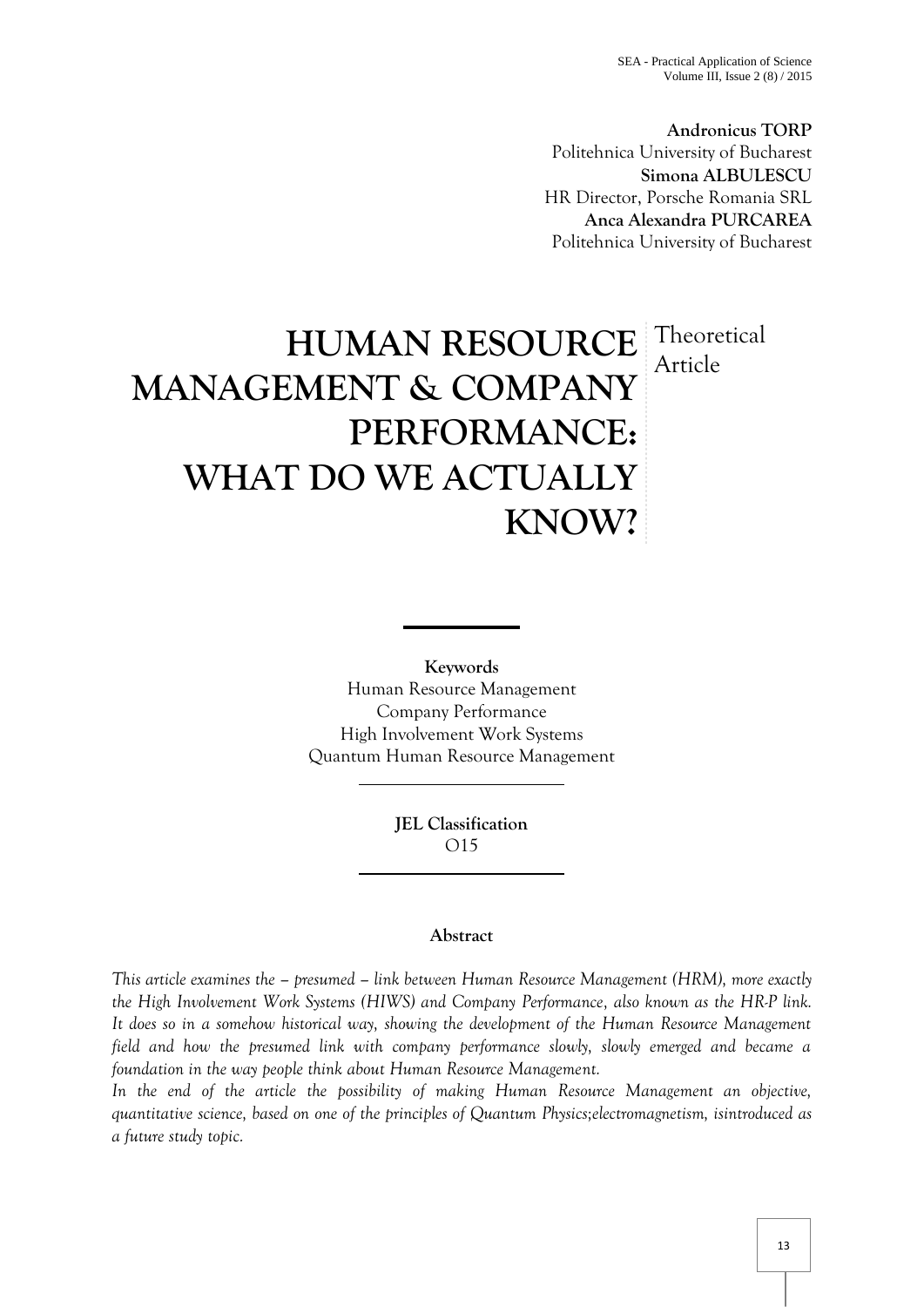**Andronicus TORP**
Politehnica University of Bucharest
**Simona ALBULESCU**
HR Director, Porsche Romania SRL
**Anca Alexandra PURCAREA**
Politehnica University of Bucharest

# HUMAN RESOURCE MANAGEMENT & COMPANY PERFORMANCE: WHAT DO WE ACTUALLY KNOW?

Theoretical Article

**Keywords**
Human Resource Management
Company Performance
High Involvement Work Systems
Quantum Human Resource Management

**JEL Classification**
O15

## Abstract

*This article examines the – presumed – link between Human Resource Management (HRM), more exactly the High Involvement Work Systems (HIWS) and Company Performance, also known as the HR-P link. It does so in a somehow historical way, showing the development of the Human Resource Management field and how the presumed link with company performance slowly, slowly emerged and became a foundation in the way people think about Human Resource Management.*

*In the end of the article the possibility of making Human Resource Management an objective, quantitative science, based on one of the principles of Quantum Physics;electromagnetism, isintroduced as a future study topic.*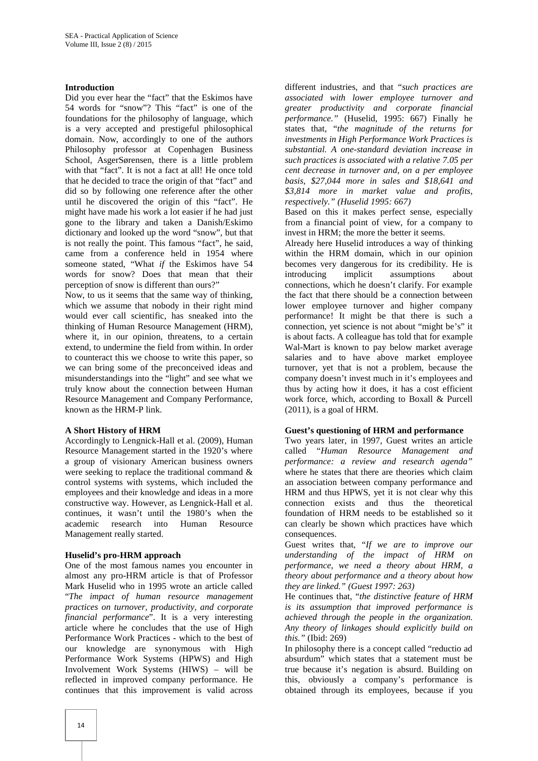**Introduction**

Did you ever hear the "fact" that the Eskimos have 54 words for "snow"? This "fact" is one of the foundations for the philosophy of language, which is a very accepted and prestigeful philosophical domain. Now, accordingly to one of the authors Philosophy professor at Copenhagen Business School, AsgerSørensen, there is a little problem with that "fact". It is not a fact at all! He once told that he decided to trace the origin of that "fact" and did so by following one reference after the other until he discovered the origin of this "fact". He might have made his work a lot easier if he had just gone to the library and taken a Danish/Eskimo dictionary and looked up the word "snow", but that is not really the point. This famous "fact", he said, came from a conference held in 1954 where someone stated, "What *if* the Eskimos have 54 words for snow? Does that mean that their perception of snow is different than ours?"

Now, to us it seems that the same way of thinking, which we assume that nobody in their right mind would ever call scientific, has sneaked into the thinking of Human Resource Management (HRM), where it, in our opinion, threatens, to a certain extend, to undermine the field from within. In order to counteract this we choose to write this paper, so we can bring some of the preconceived ideas and misunderstandings into the "light" and see what we truly know about the connection between Human Resource Management and Company Performance, known as the HRM-P link.

**A Short History of HRM**

Accordingly to Lengnick-Hall et al. (2009), Human Resource Management started in the 1920's where a group of visionary American business owners were seeking to replace the traditional command & control systems with systems, which included the employees and their knowledge and ideas in a more constructive way. However, as Lengnick-Hall et al. continues, it wasn't until the 1980's when the academic research into Human Resource Management really started.

**Huselid's pro-HRM approach**

One of the most famous names you encounter in almost any pro-HRM article is that of Professor Mark Huselid who in 1995 wrote an article called "*The impact of human resource management practices on turnover, productivity, and corporate financial performance*". It is a very interesting article where he concludes that the use of High Performance Work Practices - which to the best of our knowledge are synonymous with High Performance Work Systems (HPWS) and High Involvement Work Systems (HIWS) – will be reflected in improved company performance. He continues that this improvement is valid across different industries, and that "*such practices are associated with lower employee turnover and greater productivity and corporate financial performance.*" (Huselid, 1995: 667) Finally he states that, "*the magnitude of the returns for investments in High Performance Work Practices is substantial. A one-standard deviation increase in such practices is associated with a relative 7.05 per cent decrease in turnover and, on a per employee basis, $27,044 more in sales and $18,641 and $3,814 more in market value and profits, respectively." (Huselid 1995: 667)*

Based on this it makes perfect sense, especially from a financial point of view, for a company to invest in HRM; the more the better it seems.

Already here Huselid introduces a way of thinking within the HRM domain, which in our opinion becomes very dangerous for its credibility. He is introducing implicit assumptions about connections, which he doesn't clarify. For example the fact that there should be a connection between lower employee turnover and higher company performance! It might be that there is such a connection, yet science is not about "might be's" it is about facts. A colleague has told that for example Wal-Mart is known to pay below market average salaries and to have above market employee turnover, yet that is not a problem, because the company doesn't invest much in it's employees and thus by acting how it does, it has a cost efficient work force, which, according to Boxall & Purcell (2011), is a goal of HRM.

**Guest's questioning of HRM and performance**

Two years later, in 1997, Guest writes an article called "*Human Resource Management and performance: a review and research agenda"* where he states that there are theories which claim an association between company performance and HRM and thus HPWS, yet it is not clear why this connection exists and thus the theoretical foundation of HRM needs to be established so it can clearly be shown which practices have which consequences.

Guest writes that, "*If we are to improve our understanding of the impact of HRM on performance, we need a theory about HRM, a theory about performance and a theory about how they are linked." (Guest 1997: 263)*

He continues that, "*the distinctive feature of HRM is its assumption that improved performance is achieved through the people in the organization. Any theory of linkages should explicitly build on this."* (Ibid: 269)

In philosophy there is a concept called "reductio ad absurdum" which states that a statement must be true because it's negation is absurd. Building on this, obviously a company's performance is obtained through its employees, because if you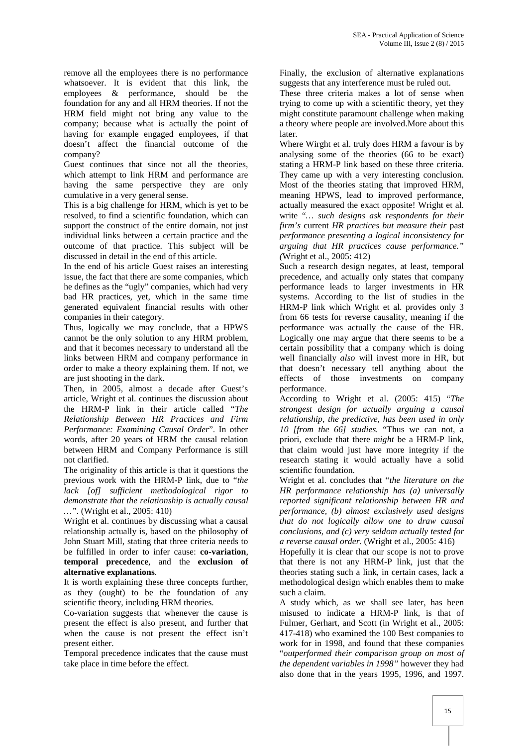remove all the employees there is no performance whatsoever. It is evident that this link, the employees & performance, should be the foundation for any and all HRM theories. If not the HRM field might not bring any value to the company; because what is actually the point of having for example engaged employees, if that doesn't affect the financial outcome of the company?

Guest continues that since not all the theories, which attempt to link HRM and performance are having the same perspective they are only cumulative in a very general sense.

This is a big challenge for HRM, which is yet to be resolved, to find a scientific foundation, which can support the construct of the entire domain, not just individual links between a certain practice and the outcome of that practice. This subject will be discussed in detail in the end of this article.

In the end of his article Guest raises an interesting issue, the fact that there are some companies, which he defines as the "ugly" companies, which had very bad HR practices, yet, which in the same time generated equivalent financial results with other companies in their category.

Thus, logically we may conclude, that a HPWS cannot be the only solution to any HRM problem, and that it becomes necessary to understand all the links between HRM and company performance in order to make a theory explaining them. If not, we are just shooting in the dark.

Then, in 2005, almost a decade after Guest's article, Wright et al. continues the discussion about the HRM-P link in their article called "*The Relationship Between HR Practices and Firm Performance: Examining Causal Order*". In other words, after 20 years of HRM the causal relation between HRM and Company Performance is still not clarified.

The originality of this article is that it questions the previous work with the HRM-P link, due to "*the lack [of] sufficient methodological rigor to demonstrate that the relationship is actually causal …*". (Wright et al., 2005: 410)

Wright et al. continues by discussing what a causal relationship actually is, based on the philosophy of John Stuart Mill, stating that three criteria needs to be fulfilled in order to infer cause: **co-variation**, **temporal precedence**, and the **exclusion of alternative explanations**.

It is worth explaining these three concepts further, as they (ought) to be the foundation of any scientific theory, including HRM theories.

Co-variation suggests that whenever the cause is present the effect is also present, and further that when the cause is not present the effect isn't present either.

Temporal precedence indicates that the cause must take place in time before the effect.

Finally, the exclusion of alternative explanations suggests that any interference must be ruled out.

These three criteria makes a lot of sense when trying to come up with a scientific theory, yet they might constitute paramount challenge when making a theory where people are involved.More about this later.

Where Wirght et al. truly does HRM a favour is by analysing some of the theories (66 to be exact) stating a HRM-P link based on these three criteria. They came up with a very interesting conclusion. Most of the theories stating that improved HRM, meaning HPWS, lead to improved performance, actually measured the exact opposite! Wright et al. write "*… such designs ask respondents for their firm's* current *HR practices but measure their* past *performance presenting a logical inconsistency for arguing that HR practices cause performance."* (Wright et al., 2005: 412)

Such a research design negates, at least, temporal precedence, and actually only states that company performance leads to larger investments in HR systems. According to the list of studies in the HRM-P link which Wright et al. provides only 3 from 66 tests for reverse causality, meaning if the performance was actually the cause of the HR. Logically one may argue that there seems to be a certain possibility that a company which is doing well financially *also* will invest more in HR, but that doesn't necessary tell anything about the effects of those investments on company performance.

According to Wright et al. (2005: 415) "*The strongest design for actually arguing a causal relationship, the predictive, has been used in only 10 [from the 66] studies.* "Thus we can not, a priori, exclude that there *might* be a HRM-P link, that claim would just have more integrity if the research stating it would actually have a solid scientific foundation.

Wright et al. concludes that "*the literature on the HR performance relationship has (a) universally reported significant relationship between HR and performance, (b) almost exclusively used designs that do not logically allow one to draw causal conclusions, and (c) very seldom actually tested for a reverse causal order.* (Wright et al., 2005: 416)

Hopefully it is clear that our scope is not to prove that there is not any HRM-P link, just that the theories stating such a link, in certain cases, lack a methodological design which enables them to make such a claim.

A study which, as we shall see later, has been misused to indicate a HRM-P link, is that of Fulmer, Gerhart, and Scott (in Wright et al., 2005: 417-418) who examined the 100 Best companies to work for in 1998, and found that these companies "*outperformed their comparison group on most of the dependent variables in 1998"* however they had also done that in the years 1995, 1996, and 1997.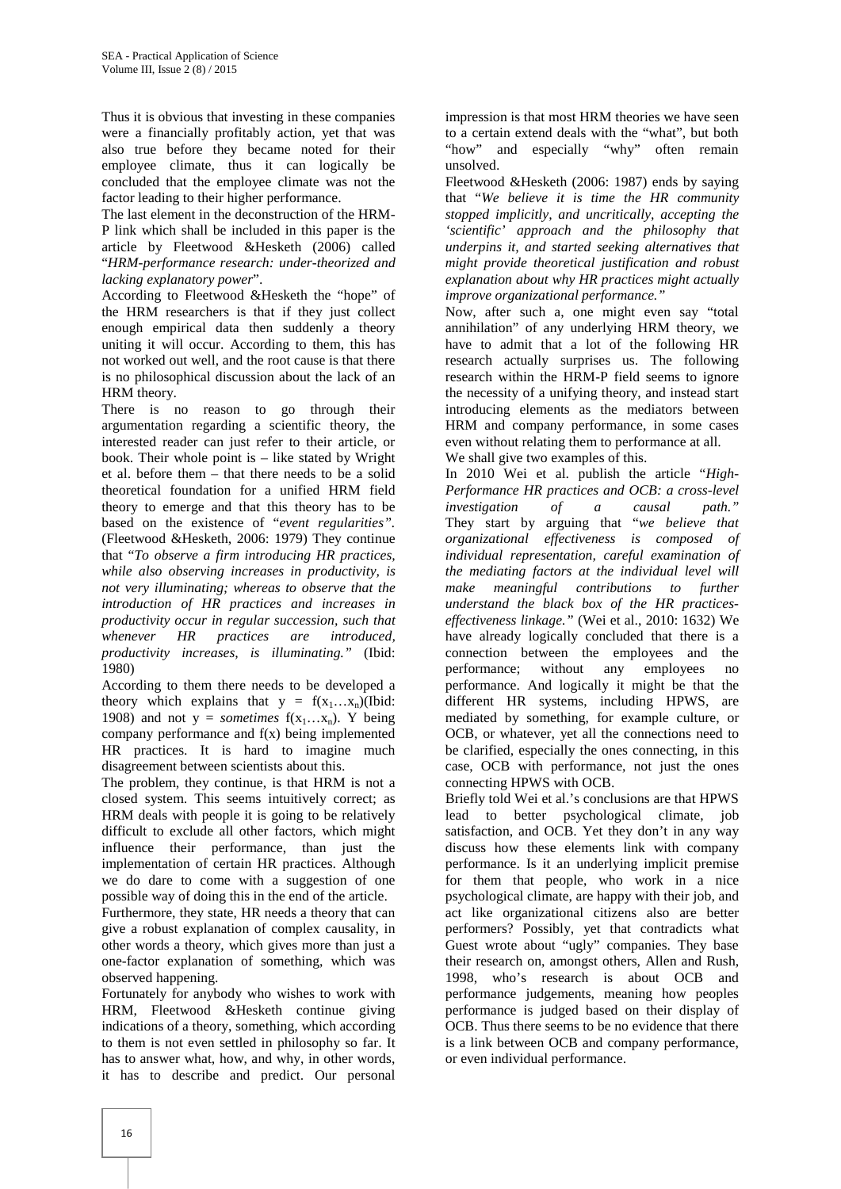Thus it is obvious that investing in these companies were a financially profitably action, yet that was also true before they became noted for their employee climate, thus it can logically be concluded that the employee climate was not the factor leading to their higher performance.

The last element in the deconstruction of the HRM-P link which shall be included in this paper is the article by Fleetwood &Hesketh (2006) called "*HRM-performance research: under-theorized and lacking explanatory power*".

According to Fleetwood &Hesketh the "hope" of the HRM researchers is that if they just collect enough empirical data then suddenly a theory uniting it will occur. According to them, this has not worked out well, and the root cause is that there is no philosophical discussion about the lack of an HRM theory.

There is no reason to go through their argumentation regarding a scientific theory, the interested reader can just refer to their article, or book. Their whole point is – like stated by Wright et al. before them – that there needs to be a solid theoretical foundation for a unified HRM field theory to emerge and that this theory has to be based on the existence of "*event regularities"*. (Fleetwood &Hesketh, 2006: 1979) They continue that "*To observe a firm introducing HR practices, while also observing increases in productivity, is not very illuminating; whereas to observe that the introduction of HR practices and increases in productivity occur in regular succession, such that whenever HR practices are introduced, productivity increases, is illuminating."* (Ibid: 1980)

According to them there needs to be developed a theory which explains that $y = f(x_1 \ldots x_n)$(Ibid: 1908) and not $y =$ *sometimes* $f(x_1 \ldots x_n)$. Y being company performance and f(x) being implemented HR practices. It is hard to imagine much disagreement between scientists about this.

The problem, they continue, is that HRM is not a closed system. This seems intuitively correct; as HRM deals with people it is going to be relatively difficult to exclude all other factors, which might influence their performance, than just the implementation of certain HR practices. Although we do dare to come with a suggestion of one possible way of doing this in the end of the article.

Furthermore, they state, HR needs a theory that can give a robust explanation of complex causality, in other words a theory, which gives more than just a one-factor explanation of something, which was observed happening.

Fortunately for anybody who wishes to work with HRM, Fleetwood &Hesketh continue giving indications of a theory, something, which according to them is not even settled in philosophy so far. It has to answer what, how, and why, in other words, it has to describe and predict. Our personal impression is that most HRM theories we have seen to a certain extend deals with the "what", but both "how" and especially "why" often remain unsolved.

Fleetwood &Hesketh (2006: 1987) ends by saying that "*We believe it is time the HR community stopped implicitly, and uncritically, accepting the 'scientific' approach and the philosophy that underpins it, and started seeking alternatives that might provide theoretical justification and robust explanation about why HR practices might actually improve organizational performance."*

Now, after such a, one might even say "total annihilation" of any underlying HRM theory, we have to admit that a lot of the following HR research actually surprises us. The following research within the HRM-P field seems to ignore the necessity of a unifying theory, and instead start introducing elements as the mediators between HRM and company performance, in some cases even without relating them to performance at all.

We shall give two examples of this.

In 2010 Wei et al. publish the article "*High-Performance HR practices and OCB: a cross-level investigation of a causal path."* They start by arguing that "*we believe that organizational effectiveness is composed of individual representation, careful examination of the mediating factors at the individual level will make meaningful contributions to further understand the black box of the HR practices-effectiveness linkage."* (Wei et al., 2010: 1632) We have already logically concluded that there is a connection between the employees and the performance; without any employees no performance. And logically it might be that the different HR systems, including HPWS, are mediated by something, for example culture, or OCB, or whatever, yet all the connections need to be clarified, especially the ones connecting, in this case, OCB with performance, not just the ones connecting HPWS with OCB.

Briefly told Wei et al.'s conclusions are that HPWS lead to better psychological climate, job satisfaction, and OCB. Yet they don't in any way discuss how these elements link with company performance. Is it an underlying implicit premise for them that people, who work in a nice psychological climate, are happy with their job, and act like organizational citizens also are better performers? Possibly, yet that contradicts what Guest wrote about "ugly" companies. They base their research on, amongst others, Allen and Rush, 1998, who's research is about OCB and performance judgements, meaning how peoples performance is judged based on their display of OCB. Thus there seems to be no evidence that there is a link between OCB and company performance, or even individual performance.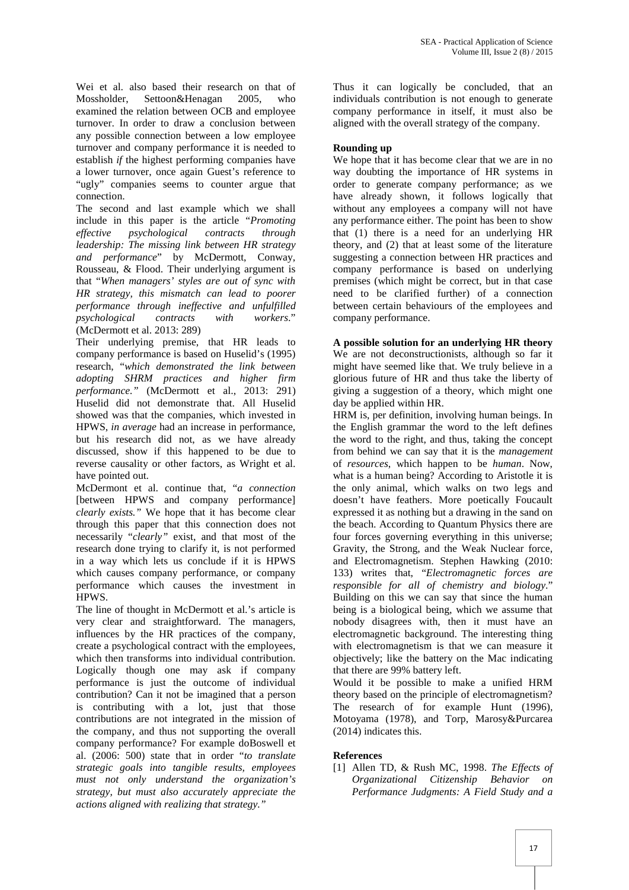Wei et al. also based their research on that of Mossholder, Settoon&Henagan 2005, who examined the relation between OCB and employee turnover. In order to draw a conclusion between any possible connection between a low employee turnover and company performance it is needed to establish *if* the highest performing companies have a lower turnover, once again Guest's reference to "ugly" companies seems to counter argue that connection.

The second and last example which we shall include in this paper is the article "*Promoting effective psychological contracts through leadership: The missing link between HR strategy and performance*" by McDermott, Conway, Rousseau, & Flood. Their underlying argument is that "*When managers' styles are out of sync with HR strategy, this mismatch can lead to poorer performance through ineffective and unfulfilled psychological contracts with workers*." (McDermott et al. 2013: 289)

Their underlying premise, that HR leads to company performance is based on Huselid's (1995) research, "*which demonstrated the link between adopting SHRM practices and higher firm performance."* (McDermott et al., 2013: 291) Huselid did not demonstrate that. All Huselid showed was that the companies, which invested in HPWS, *in average* had an increase in performance, but his research did not, as we have already discussed, show if this happened to be due to reverse causality or other factors, as Wright et al. have pointed out.

McDermont et al. continue that, "*a connection* [between HPWS and company performance] *clearly exists."* We hope that it has become clear through this paper that this connection does not necessarily "*clearly"* exist, and that most of the research done trying to clarify it, is not performed in a way which lets us conclude if it is HPWS which causes company performance, or company performance which causes the investment in HPWS.

The line of thought in McDermott et al.'s article is very clear and straightforward. The managers, influences by the HR practices of the company, create a psychological contract with the employees, which then transforms into individual contribution. Logically though one may ask if company performance is just the outcome of individual contribution? Can it not be imagined that a person is contributing with a lot, just that those contributions are not integrated in the mission of the company, and thus not supporting the overall company performance? For example doBoswell et al. (2006: 500) state that in order "*to translate strategic goals into tangible results, employees must not only understand the organization's strategy, but must also accurately appreciate the actions aligned with realizing that strategy."*

Thus it can logically be concluded, that an individuals contribution is not enough to generate company performance in itself, it must also be aligned with the overall strategy of the company.

**Rounding up**

We hope that it has become clear that we are in no way doubting the importance of HR systems in order to generate company performance; as we have already shown, it follows logically that without any employees a company will not have any performance either. The point has been to show that (1) there is a need for an underlying HR theory, and (2) that at least some of the literature suggesting a connection between HR practices and company performance is based on underlying premises (which might be correct, but in that case need to be clarified further) of a connection between certain behaviours of the employees and company performance.

**A possible solution for an underlying HR theory**

We are not deconstructionists, although so far it might have seemed like that. We truly believe in a glorious future of HR and thus take the liberty of giving a suggestion of a theory, which might one day be applied within HR.

HRM is, per definition, involving human beings. In the English grammar the word to the left defines the word to the right, and thus, taking the concept from behind we can say that it is the *management* of *resources*, which happen to be *human*. Now, what is a human being? According to Aristotle it is the only animal, which walks on two legs and doesn't have feathers. More poetically Foucault expressed it as nothing but a drawing in the sand on the beach. According to Quantum Physics there are four forces governing everything in this universe; Gravity, the Strong, and the Weak Nuclear force, and Electromagnetism. Stephen Hawking (2010: 133) writes that, "*Electromagnetic forces are responsible for all of chemistry and biology*." Building on this we can say that since the human being is a biological being, which we assume that nobody disagrees with, then it must have an electromagnetic background. The interesting thing with electromagnetism is that we can measure it objectively; like the battery on the Mac indicating that there are 99% battery left.

Would it be possible to make a unified HRM theory based on the principle of electromagnetism? The research of for example Hunt (1996), Motoyama (1978), and Torp, Marosy&Purcarea (2014) indicates this.

**References**

[1] Allen TD, & Rush MC, 1998. *The Effects of Organizational Citizenship Behavior on Performance Judgments: A Field Study and a*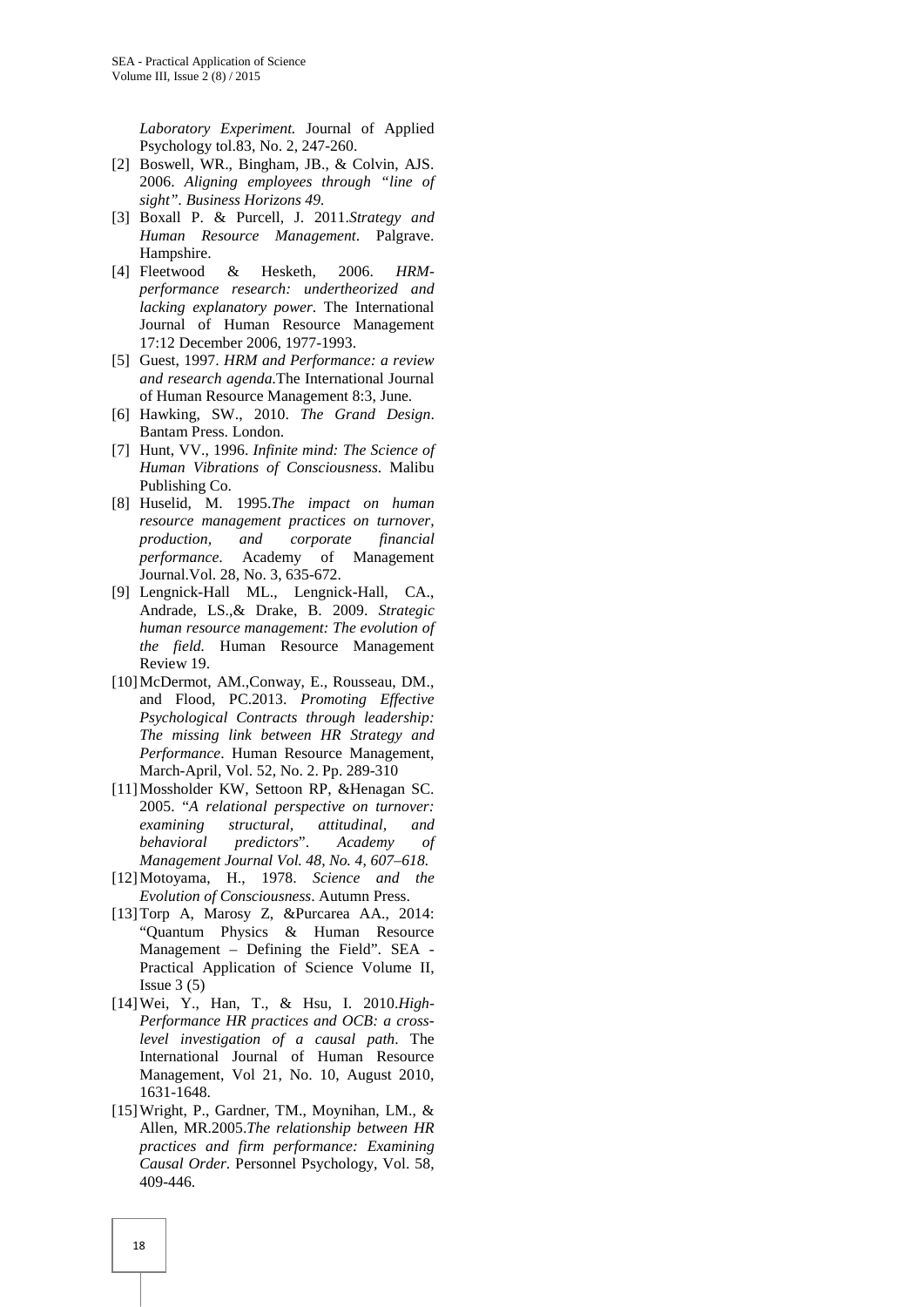*Laboratory Experiment.* Journal of Applied Psychology tol.83, No. 2, 247-260.

[2] Boswell, WR., Bingham, JB., & Colvin, AJS. 2006. *Aligning employees through "line of sight". Business Horizons 49.*

[3] Boxall P. & Purcell, J. 2011.*Strategy and Human Resource Management*. Palgrave. Hampshire.

[4] Fleetwood & Hesketh, 2006. *HRM-performance research: undertheorized and lacking explanatory power*. The International Journal of Human Resource Management 17:12 December 2006, 1977-1993.

[5] Guest, 1997. *HRM and Performance: a review and research agenda.*The International Journal of Human Resource Management 8:3, June.

[6] Hawking, SW., 2010. *The Grand Design*. Bantam Press. London.

[7] Hunt, VV., 1996. *Infinite mind: The Science of Human Vibrations of Consciousness*. Malibu Publishing Co.

[8] Huselid, M. 1995.*The impact on human resource management practices on turnover, production, and corporate financial performance*. Academy of Management Journal.Vol. 28, No. 3, 635-672.

[9] Lengnick-Hall ML., Lengnick-Hall, CA., Andrade, LS.,& Drake, B. 2009. *Strategic human resource management: The evolution of the field.* Human Resource Management Review 19.

[10] McDermot, AM.,Conway, E., Rousseau, DM., and Flood, PC.2013. *Promoting Effective Psychological Contracts through leadership: The missing link between HR Strategy and Performance*. Human Resource Management, March-April, Vol. 52, No. 2. Pp. 289-310

[11] Mossholder KW, Settoon RP, &Henagan SC. 2005. "*A relational perspective on turnover: examining structural, attitudinal, and behavioral predictors*". *Academy of Management Journal Vol. 48, No. 4, 607–618.*

[12] Motoyama, H., 1978. *Science and the Evolution of Consciousness*. Autumn Press.

[13] Torp A, Marosy Z, &Purcarea AA., 2014: "Quantum Physics & Human Resource Management – Defining the Field". SEA - Practical Application of Science Volume II, Issue 3 (5)

[14] Wei, Y., Han, T., & Hsu, I. 2010.*High-Performance HR practices and OCB: a cross-level investigation of a causal path*. The International Journal of Human Resource Management, Vol 21, No. 10, August 2010, 1631-1648.

[15] Wright, P., Gardner, TM., Moynihan, LM., & Allen, MR.2005.*The relationship between HR practices and firm performance: Examining Causal Order*. Personnel Psychology, Vol. 58, 409-446.